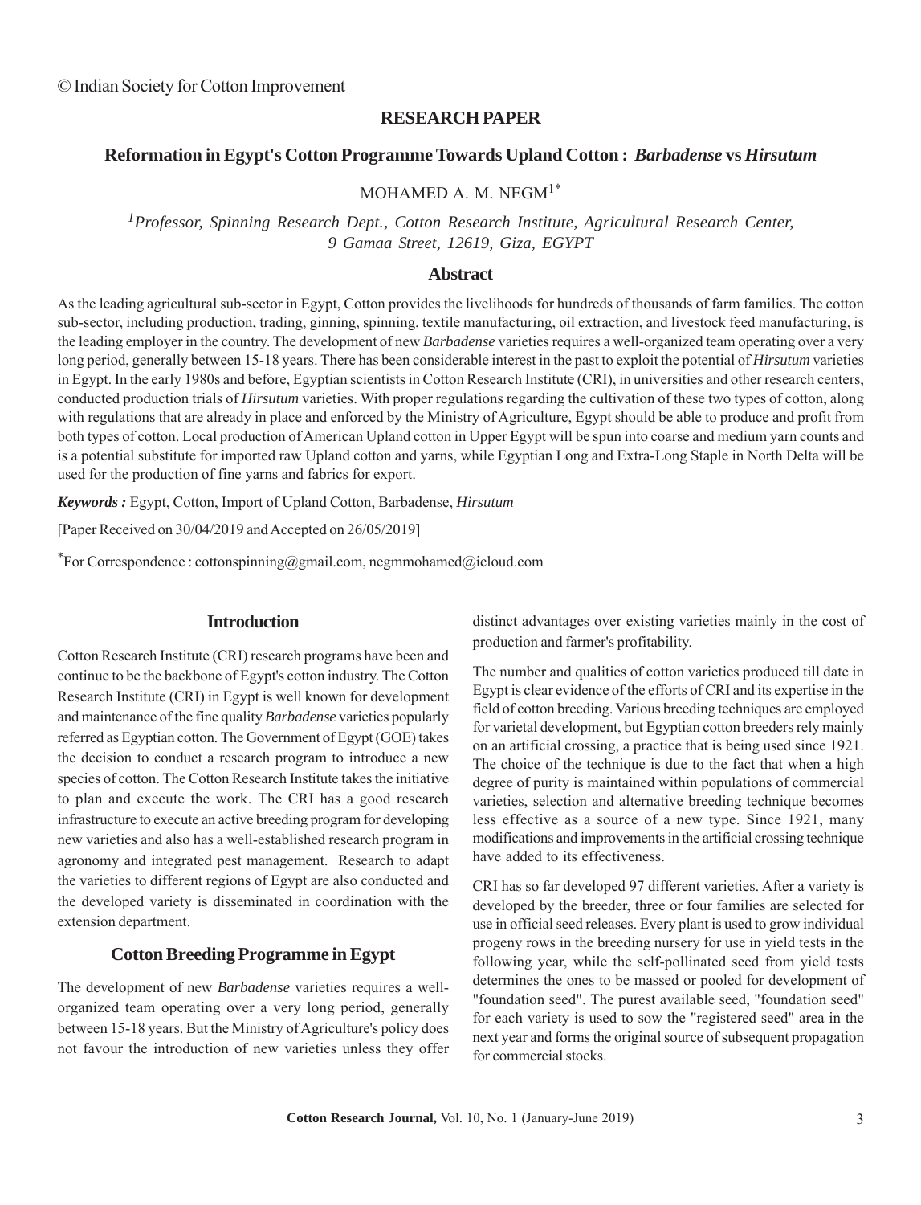© Indian Society for Cotton Improvement

**RESEARCH PAPER**

# Reformation in Egypt's Cotton Programme Towards Upland Cotton : *Barbadense* vs *Hirsutum*

MOHAMED A. M. NEGM[1*]

[1]*Professor, Spinning Research Dept., Cotton Research Institute, Agricultural Research Center, 9 Gamaa Street, 12619, Giza, EGYPT*

## Abstract

As the leading agricultural sub-sector in Egypt, Cotton provides the livelihoods for hundreds of thousands of farm families. The cotton sub-sector, including production, trading, ginning, spinning, textile manufacturing, oil extraction, and livestock feed manufacturing, is the leading employer in the country. The development of new *Barbadense* varieties requires a well-organized team operating over a very long period, generally between 15-18 years. There has been considerable interest in the past to exploit the potential of *Hirsutum* varieties in Egypt. In the early 1980s and before, Egyptian scientists in Cotton Research Institute (CRI), in universities and other research centers, conducted production trials of *Hirsutum* varieties. With proper regulations regarding the cultivation of these two types of cotton, along with regulations that are already in place and enforced by the Ministry of Agriculture, Egypt should be able to produce and profit from both types of cotton. Local production of American Upland cotton in Upper Egypt will be spun into coarse and medium yarn counts and is a potential substitute for imported raw Upland cotton and yarns, while Egyptian Long and Extra-Long Staple in North Delta will be used for the production of fine yarns and fabrics for export.

***Keywords :*** Egypt, Cotton, Import of Upland Cotton, Barbadense, *Hirsutum*

[Paper Received on 30/04/2019 and Accepted on 26/05/2019]

[*] For Correspondence : cottonspinning@gmail.com, negmmohamed@icloud.com

## Introduction

Cotton Research Institute (CRI) research programs have been and continue to be the backbone of Egypt's cotton industry. The Cotton Research Institute (CRI) in Egypt is well known for development and maintenance of the fine quality *Barbadense* varieties popularly referred as Egyptian cotton. The Government of Egypt (GOE) takes the decision to conduct a research program to introduce a new species of cotton. The Cotton Research Institute takes the initiative to plan and execute the work. The CRI has a good research infrastructure to execute an active breeding program for developing new varieties and also has a well-established research program in agronomy and integrated pest management. Research to adapt the varieties to different regions of Egypt are also conducted and the developed variety is disseminated in coordination with the extension department.

## Cotton Breeding Programme in Egypt

The development of new *Barbadense* varieties requires a well-organized team operating over a very long period, generally between 15-18 years. But the Ministry of Agriculture's policy does not favour the introduction of new varieties unless they offer distinct advantages over existing varieties mainly in the cost of production and farmer's profitability.

The number and qualities of cotton varieties produced till date in Egypt is clear evidence of the efforts of CRI and its expertise in the field of cotton breeding. Various breeding techniques are employed for varietal development, but Egyptian cotton breeders rely mainly on an artificial crossing, a practice that is being used since 1921. The choice of the technique is due to the fact that when a high degree of purity is maintained within populations of commercial varieties, selection and alternative breeding technique becomes less effective as a source of a new type. Since 1921, many modifications and improvements in the artificial crossing technique have added to its effectiveness.

CRI has so far developed 97 different varieties. After a variety is developed by the breeder, three or four families are selected for use in official seed releases. Every plant is used to grow individual progeny rows in the breeding nursery for use in yield tests in the following year, while the self-pollinated seed from yield tests determines the ones to be massed or pooled for development of "foundation seed". The purest available seed, "foundation seed" for each variety is used to sow the "registered seed" area in the next year and forms the original source of subsequent propagation for commercial stocks.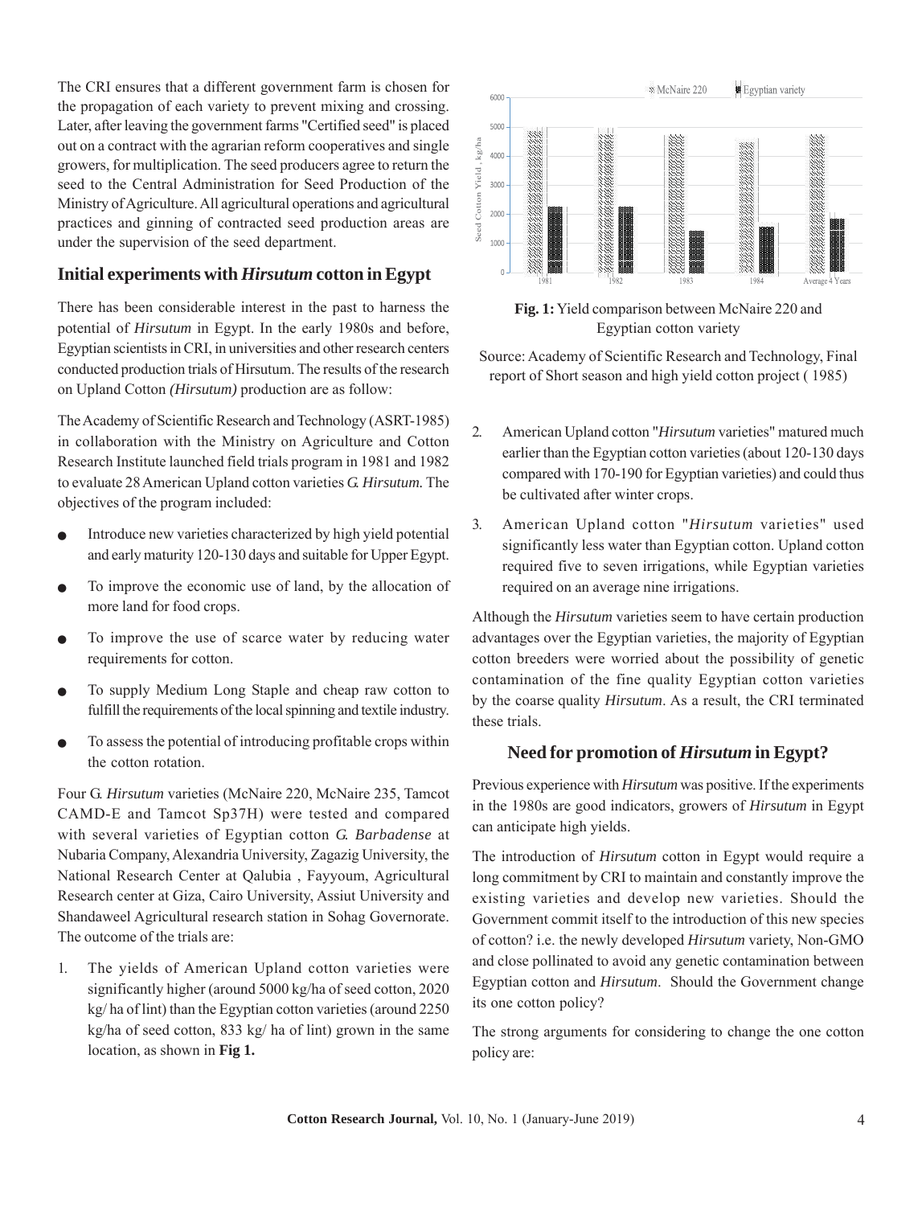The CRI ensures that a different government farm is chosen for the propagation of each variety to prevent mixing and crossing. Later, after leaving the government farms "Certified seed" is placed out on a contract with the agrarian reform cooperatives and single growers, for multiplication. The seed producers agree to return the seed to the Central Administration for Seed Production of the Ministry of Agriculture. All agricultural operations and agricultural practices and ginning of contracted seed production areas are under the supervision of the seed department.

## Initial experiments with *Hirsutum* cotton in Egypt

There has been considerable interest in the past to harness the potential of *Hirsutum* in Egypt. In the early 1980s and before, Egyptian scientists in CRI, in universities and other research centers conducted production trials of Hirsutum. The results of the research on Upland Cotton *(Hirsutum)* production are as follow:

The Academy of Scientific Research and Technology (ASRT-1985) in collaboration with the Ministry on Agriculture and Cotton Research Institute launched field trials program in 1981 and 1982 to evaluate 28 American Upland cotton varieties *G. Hirsutum.* The objectives of the program included:

- Introduce new varieties characterized by high yield potential and early maturity 120-130 days and suitable for Upper Egypt.
- To improve the economic use of land, by the allocation of more land for food crops.
- To improve the use of scarce water by reducing water requirements for cotton.
- To supply Medium Long Staple and cheap raw cotton to fulfill the requirements of the local spinning and textile industry.
- To assess the potential of introducing profitable crops within the cotton rotation.

Four G. *Hirsutum* varieties (McNaire 220, McNaire 235, Tamcot CAMD-E and Tamcot Sp37H) were tested and compared with several varieties of Egyptian cotton *G. Barbadense* at Nubaria Company, Alexandria University, Zagazig University, the National Research Center at Qalubia , Fayyoum, Agricultural Research center at Giza, Cairo University, Assiut University and Shandaweel Agricultural research station in Sohag Governorate. The outcome of the trials are:

1. The yields of American Upland cotton varieties were significantly higher (around 5000 kg/ha of seed cotton, 2020 kg/ ha of lint) than the Egyptian cotton varieties (around 2250 kg/ha of seed cotton, 833 kg/ ha of lint) grown in the same location, as shown in **Fig 1.**

**Fig. 1:** Yield comparison between McNaire 220 and Egyptian cotton variety

Source: Academy of Scientific Research and Technology, Final report of Short season and high yield cotton project ( 1985)

2. American Upland cotton "*Hirsutum* varieties" matured much earlier than the Egyptian cotton varieties (about 120-130 days compared with 170-190 for Egyptian varieties) and could thus be cultivated after winter crops.
3. American Upland cotton "*Hirsutum* varieties" used significantly less water than Egyptian cotton. Upland cotton required five to seven irrigations, while Egyptian varieties required on an average nine irrigations.

Although the *Hirsutum* varieties seem to have certain production advantages over the Egyptian varieties, the majority of Egyptian cotton breeders were worried about the possibility of genetic contamination of the fine quality Egyptian cotton varieties by the coarse quality *Hirsutum*. As a result, the CRI terminated these trials.

## Need for promotion of *Hirsutum* in Egypt?

Previous experience with *Hirsutum* was positive. If the experiments in the 1980s are good indicators, growers of *Hirsutum* in Egypt can anticipate high yields.

The introduction of *Hirsutum* cotton in Egypt would require a long commitment by CRI to maintain and constantly improve the existing varieties and develop new varieties. Should the Government commit itself to the introduction of this new species of cotton? i.e. the newly developed *Hirsutum* variety, Non-GMO and close pollinated to avoid any genetic contamination between Egyptian cotton and *Hirsutum*. Should the Government change its one cotton policy?

The strong arguments for considering to change the one cotton policy are: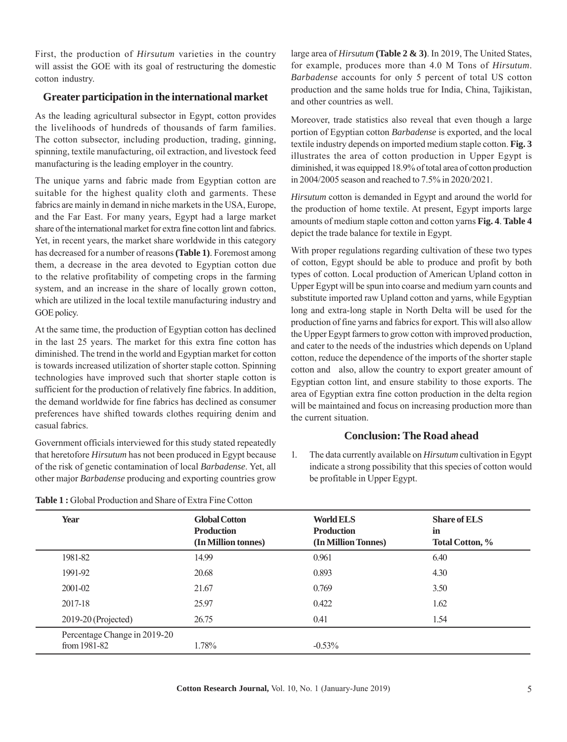First, the production of *Hirsutum* varieties in the country will assist the GOE with its goal of restructuring the domestic cotton industry.

## Greater participation in the international market

As the leading agricultural subsector in Egypt, cotton provides the livelihoods of hundreds of thousands of farm families. The cotton subsector, including production, trading, ginning, spinning, textile manufacturing, oil extraction, and livestock feed manufacturing is the leading employer in the country.

The unique yarns and fabric made from Egyptian cotton are suitable for the highest quality cloth and garments. These fabrics are mainly in demand in niche markets in the USA, Europe, and the Far East. For many years, Egypt had a large market share of the international market for extra fine cotton lint and fabrics. Yet, in recent years, the market share worldwide in this category has decreased for a number of reasons **(Table 1)**. Foremost among them, a decrease in the area devoted to Egyptian cotton due to the relative profitability of competing crops in the farming system, and an increase in the share of locally grown cotton, which are utilized in the local textile manufacturing industry and GOE policy.

At the same time, the production of Egyptian cotton has declined in the last 25 years. The market for this extra fine cotton has diminished. The trend in the world and Egyptian market for cotton is towards increased utilization of shorter staple cotton. Spinning technologies have improved such that shorter staple cotton is sufficient for the production of relatively fine fabrics. In addition, the demand worldwide for fine fabrics has declined as consumer preferences have shifted towards clothes requiring denim and casual fabrics.

Government officials interviewed for this study stated repeatedly that heretofore *Hirsutum* has not been produced in Egypt because of the risk of genetic contamination of local *Barbadense*. Yet, all other major *Barbadense* producing and exporting countries grow large area of *Hirsutum* **(Table 2 & 3)**. In 2019, The United States, for example, produces more than 4.0 M Tons of *Hirsutum*. *Barbadense* accounts for only 5 percent of total US cotton production and the same holds true for India, China, Tajikistan, and other countries as well.

Moreover, trade statistics also reveal that even though a large portion of Egyptian cotton *Barbadense* is exported, and the local textile industry depends on imported medium staple cotton. **Fig. 3** illustrates the area of cotton production in Upper Egypt is diminished, it was equipped 18.9% of total area of cotton production in 2004/2005 season and reached to 7.5% in 2020/2021.

*Hirsutum* cotton is demanded in Egypt and around the world for the production of home textile. At present, Egypt imports large amounts of medium staple cotton and cotton yarns **Fig. 4**. **Table 4** depict the trade balance for textile in Egypt.

With proper regulations regarding cultivation of these two types of cotton, Egypt should be able to produce and profit by both types of cotton. Local production of American Upland cotton in Upper Egypt will be spun into coarse and medium yarn counts and substitute imported raw Upland cotton and yarns, while Egyptian long and extra-long staple in North Delta will be used for the production of fine yarns and fabrics for export. This will also allow the Upper Egypt farmers to grow cotton with improved production, and cater to the needs of the industries which depends on Upland cotton, reduce the dependence of the imports of the shorter staple cotton and also, allow the country to export greater amount of Egyptian cotton lint, and ensure stability to those exports. The area of Egyptian extra fine cotton production in the delta region will be maintained and focus on increasing production more than the current situation.

## Conclusion: The Road ahead

1. The data currently available on *Hirsutum* cultivation in Egypt indicate a strong possibility that this species of cotton would be profitable in Upper Egypt.

**Table 1 :** Global Production and Share of Extra Fine Cotton

| Year | Global Cotton Production (In Million tonnes) | World ELS Production (In Million Tonnes) | Share of ELS in Total Cotton, % |
|---|---|---|---|
| 1981-82 | 14.99 | 0.961 | 6.40 |
| 1991-92 | 20.68 | 0.893 | 4.30 |
| 2001-02 | 21.67 | 0.769 | 3.50 |
| 2017-18 | 25.97 | 0.422 | 1.62 |
| 2019-20 (Projected) | 26.75 | 0.41 | 1.54 |
| Percentage Change in 2019-20 from 1981-82 | 1.78% | -0.53% | |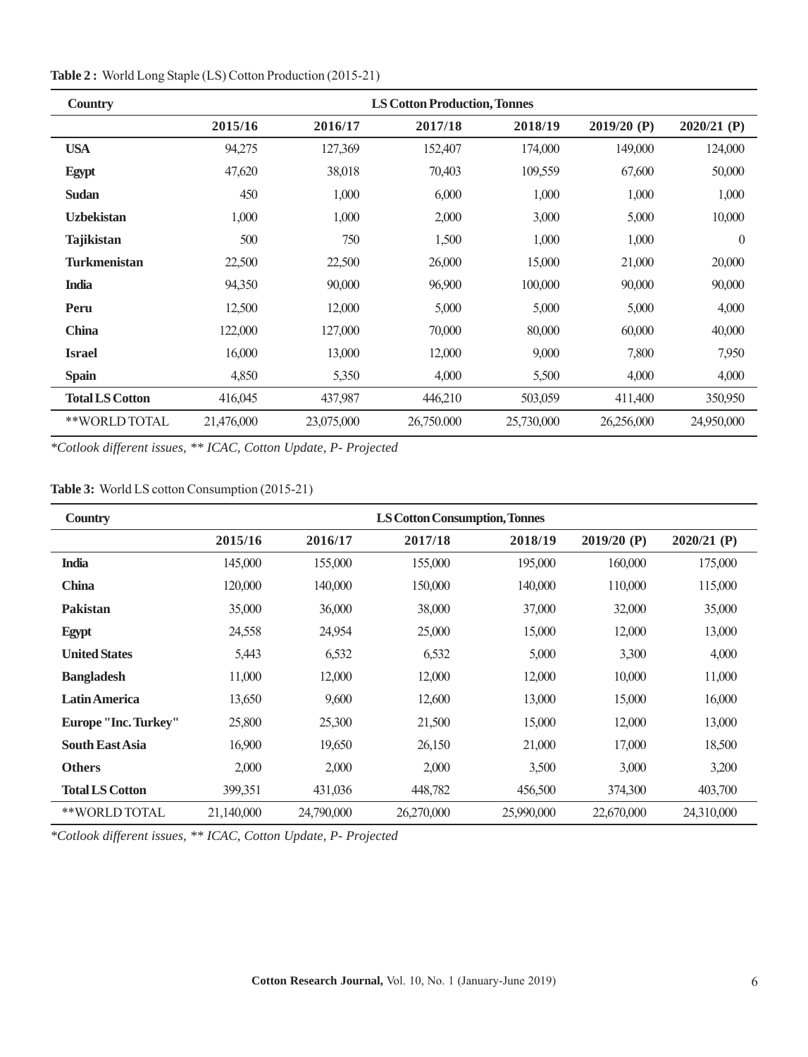**Table 2 :** World Long Staple (LS) Cotton Production (2015-21)

| Country | LS Cotton Production, Tonnes | | | | | |
|---|---|---|---|---|---|---|
| | 2015/16 | 2016/17 | 2017/18 | 2018/19 | 2019/20 (P) | 2020/21 (P) |
| **USA** | 94,275 | 127,369 | 152,407 | 174,000 | 149,000 | 124,000 |
| **Egypt** | 47,620 | 38,018 | 70,403 | 109,559 | 67,600 | 50,000 |
| **Sudan** | 450 | 1,000 | 6,000 | 1,000 | 1,000 | 1,000 |
| **Uzbekistan** | 1,000 | 1,000 | 2,000 | 3,000 | 5,000 | 10,000 |
| **Tajikistan** | 500 | 750 | 1,500 | 1,000 | 1,000 | 0 |
| **Turkmenistan** | 22,500 | 22,500 | 26,000 | 15,000 | 21,000 | 20,000 |
| **India** | 94,350 | 90,000 | 96,900 | 100,000 | 90,000 | 90,000 |
| **Peru** | 12,500 | 12,000 | 5,000 | 5,000 | 5,000 | 4,000 |
| **China** | 122,000 | 127,000 | 70,000 | 80,000 | 60,000 | 40,000 |
| **Israel** | 16,000 | 13,000 | 12,000 | 9,000 | 7,800 | 7,950 |
| **Spain** | 4,850 | 5,350 | 4,000 | 5,500 | 4,000 | 4,000 |
| **Total LS Cotton** | 416,045 | 437,987 | 446,210 | 503,059 | 411,400 | 350,950 |
| **WORLD TOTAL | 21,476,000 | 23,075,000 | 26,750.000 | 25,730,000 | 26,256,000 | 24,950,000 |

*Cotlook different issues, ** ICAC, Cotton Update, P- Projected

**Table 3:** World LS cotton Consumption (2015-21)

| Country | LS Cotton Consumption, Tonnes | | | | | |
|---|---|---|---|---|---|---|
| | 2015/16 | 2016/17 | 2017/18 | 2018/19 | 2019/20 (P) | 2020/21 (P) |
| **India** | 145,000 | 155,000 | 155,000 | 195,000 | 160,000 | 175,000 |
| **China** | 120,000 | 140,000 | 150,000 | 140,000 | 110,000 | 115,000 |
| **Pakistan** | 35,000 | 36,000 | 38,000 | 37,000 | 32,000 | 35,000 |
| **Egypt** | 24,558 | 24,954 | 25,000 | 15,000 | 12,000 | 13,000 |
| **United States** | 5,443 | 6,532 | 6,532 | 5,000 | 3,300 | 4,000 |
| **Bangladesh** | 11,000 | 12,000 | 12,000 | 12,000 | 10,000 | 11,000 |
| **Latin America** | 13,650 | 9,600 | 12,600 | 13,000 | 15,000 | 16,000 |
| **Europe "Inc. Turkey"** | 25,800 | 25,300 | 21,500 | 15,000 | 12,000 | 13,000 |
| **South East Asia** | 16,900 | 19,650 | 26,150 | 21,000 | 17,000 | 18,500 |
| **Others** | 2,000 | 2,000 | 2,000 | 3,500 | 3,000 | 3,200 |
| **Total LS Cotton** | 399,351 | 431,036 | 448,782 | 456,500 | 374,300 | 403,700 |
| **WORLD TOTAL | 21,140,000 | 24,790,000 | 26,270,000 | 25,990,000 | 22,670,000 | 24,310,000 |

*Cotlook different issues, ** ICAC, Cotton Update, P- Projected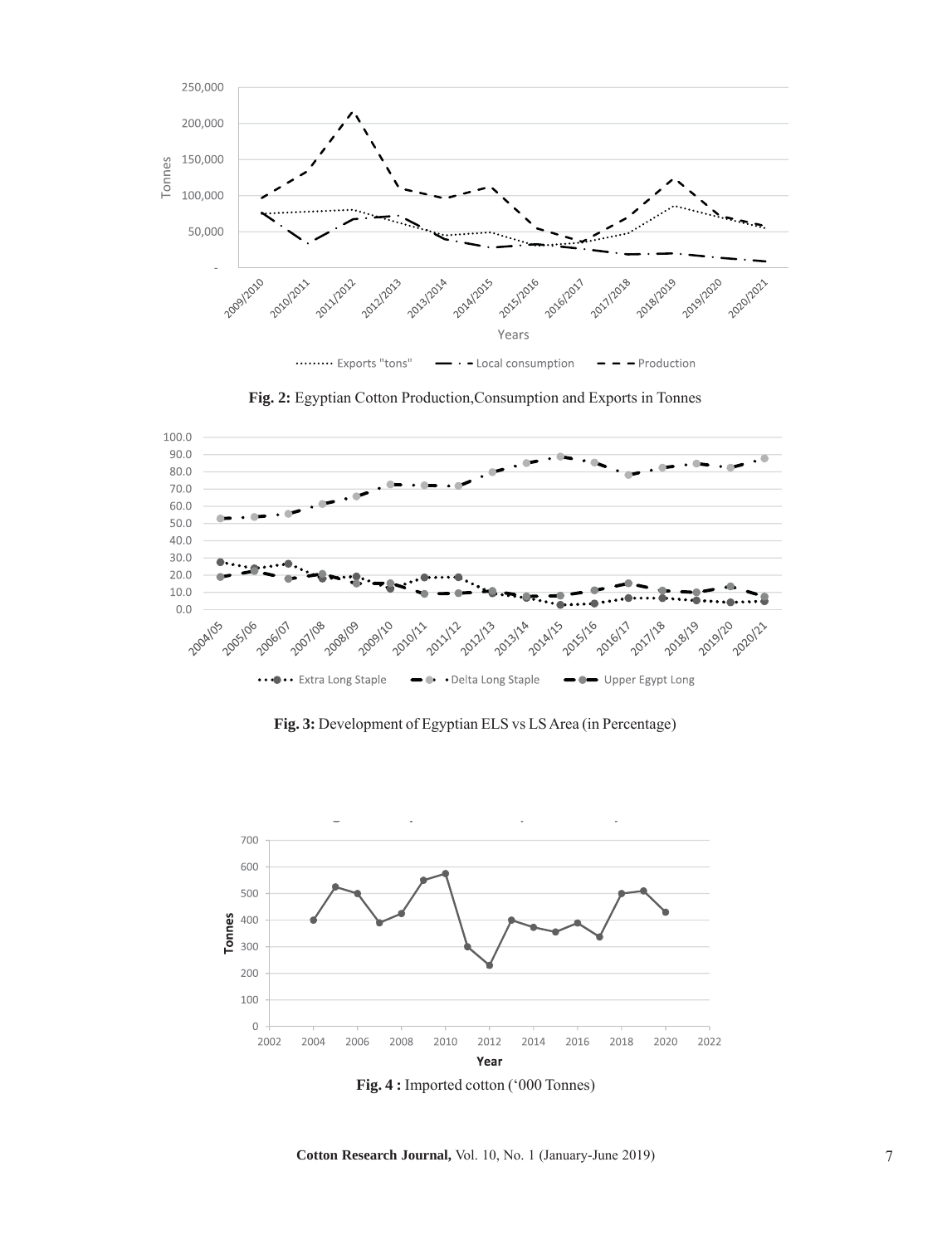**Fig. 2:** Egyptian Cotton Production,Consumption and Exports in Tonnes

**Fig. 3:** Development of Egyptian ELS vs LS Area (in Percentage)

**Fig. 4 :** Imported cotton ('000 Tonnes)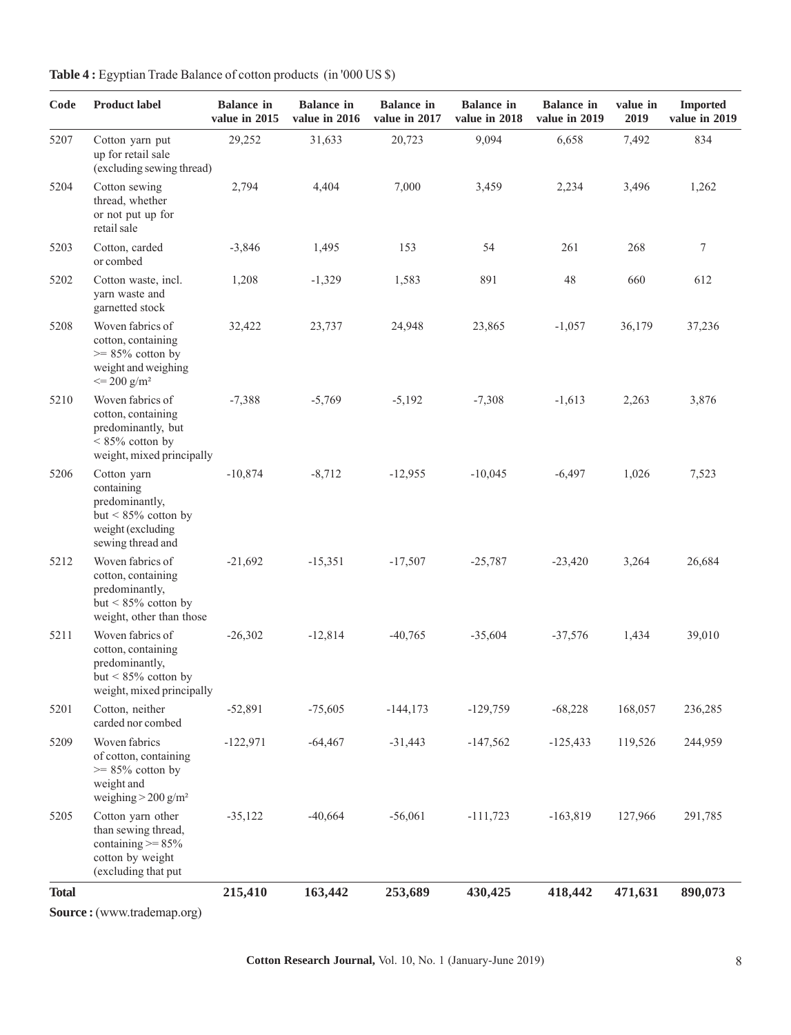**Table 4 :** Egyptian Trade Balance of cotton products (in '000 US $)

| Code | Product label | Balance in value in 2015 | Balance in value in 2016 | Balance in value in 2017 | Balance in value in 2018 | Balance in value in 2019 | value in 2019 | Imported value in 2019 |
|---|---|---|---|---|---|---|---|---|
| 5207 | Cotton yarn put up for retail sale (excluding sewing thread) | 29,252 | 31,633 | 20,723 | 9,094 | 6,658 | 7,492 | 834 |
| 5204 | Cotton sewing thread, whether or not put up for retail sale | 2,794 | 4,404 | 7,000 | 3,459 | 2,234 | 3,496 | 1,262 |
| 5203 | Cotton, carded or combed | -3,846 | 1,495 | 153 | 54 | 261 | 268 | 7 |
| 5202 | Cotton waste, incl. yarn waste and garnetted stock | 1,208 | -1,329 | 1,583 | 891 | 48 | 660 | 612 |
| 5208 | Woven fabrics of cotton, containing >= 85% cotton by weight and weighing <= 200 g/m² | 32,422 | 23,737 | 24,948 | 23,865 | -1,057 | 36,179 | 37,236 |
| 5210 | Woven fabrics of cotton, containing predominantly, but < 85% cotton by weight, mixed principally | -7,388 | -5,769 | -5,192 | -7,308 | -1,613 | 2,263 | 3,876 |
| 5206 | Cotton yarn containing predominantly, but < 85% cotton by weight (excluding sewing thread and | -10,874 | -8,712 | -12,955 | -10,045 | -6,497 | 1,026 | 7,523 |
| 5212 | Woven fabrics of cotton, containing predominantly, but < 85% cotton by weight, other than those | -21,692 | -15,351 | -17,507 | -25,787 | -23,420 | 3,264 | 26,684 |
| 5211 | Woven fabrics of cotton, containing predominantly, but < 85% cotton by weight, mixed principally | -26,302 | -12,814 | -40,765 | -35,604 | -37,576 | 1,434 | 39,010 |
| 5201 | Cotton, neither carded nor combed | -52,891 | -75,605 | -144,173 | -129,759 | -68,228 | 168,057 | 236,285 |
| 5209 | Woven fabrics of cotton, containing >= 85% cotton by weight and weighing > 200 g/m² | -122,971 | -64,467 | -31,443 | -147,562 | -125,433 | 119,526 | 244,959 |
| 5205 | Cotton yarn other than sewing thread, containing >= 85% cotton by weight (excluding that put | -35,122 | -40,664 | -56,061 | -111,723 | -163,819 | 127,966 | 291,785 |
| **Total** | | **215,410** | **163,442** | **253,689** | **430,425** | **418,442** | **471,631** | **890,073** |

**Source :** (www.trademap.org)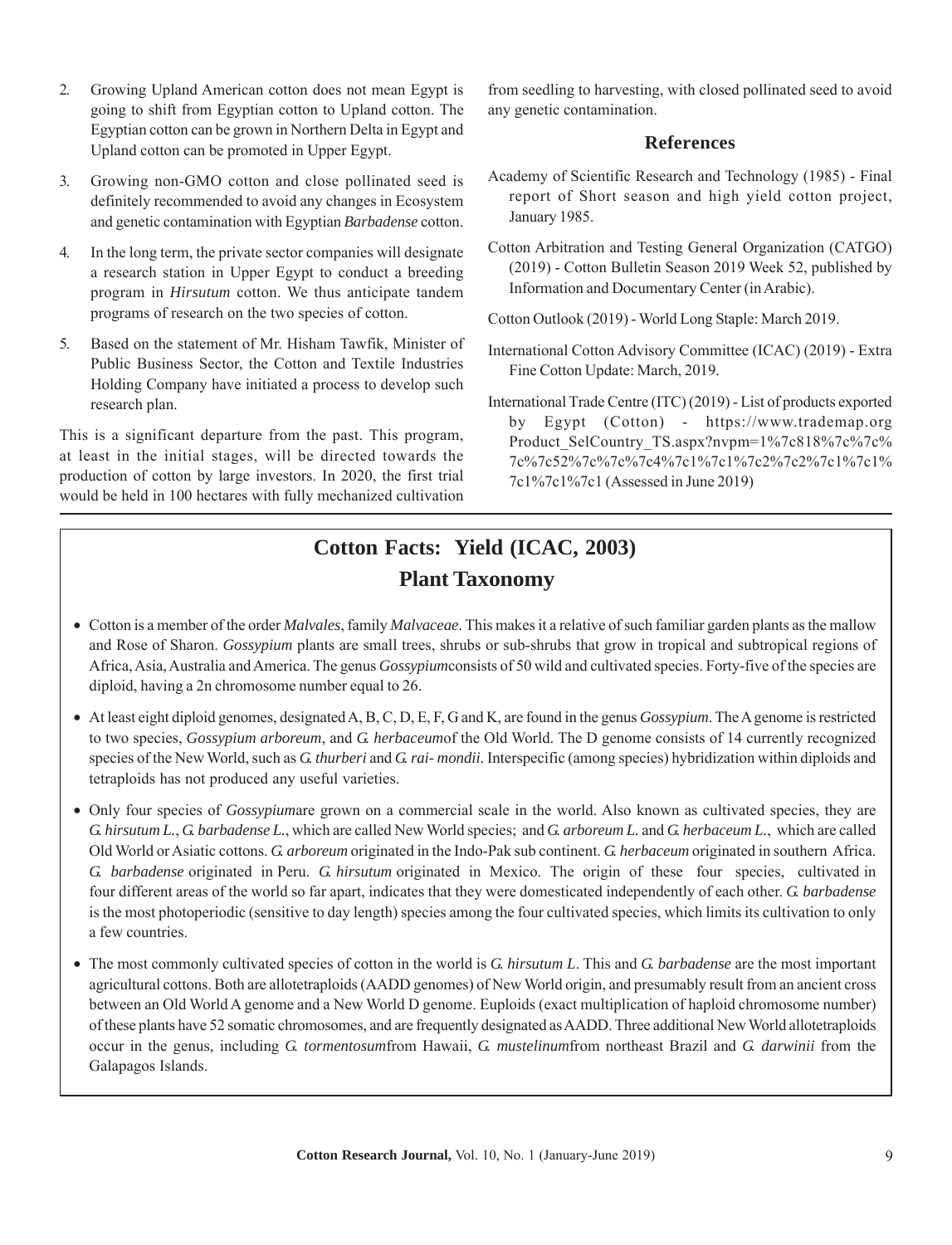2. Growing Upland American cotton does not mean Egypt is going to shift from Egyptian cotton to Upland cotton. The Egyptian cotton can be grown in Northern Delta in Egypt and Upland cotton can be promoted in Upper Egypt.

3. Growing non-GMO cotton and close pollinated seed is definitely recommended to avoid any changes in Ecosystem and genetic contamination with Egyptian *Barbadense* cotton.

4. In the long term, the private sector companies will designate a research station in Upper Egypt to conduct a breeding program in *Hirsutum* cotton. We thus anticipate tandem programs of research on the two species of cotton.

5. Based on the statement of Mr. Hisham Tawfik, Minister of Public Business Sector, the Cotton and Textile Industries Holding Company have initiated a process to develop such research plan.

This is a significant departure from the past. This program, at least in the initial stages, will be directed towards the production of cotton by large investors. In 2020, the first trial would be held in 100 hectares with fully mechanized cultivation from seedling to harvesting, with closed pollinated seed to avoid any genetic contamination.

## References

Academy of Scientific Research and Technology (1985) - Final report of Short season and high yield cotton project, January 1985.

Cotton Arbitration and Testing General Organization (CATGO) (2019) - Cotton Bulletin Season 2019 Week 52, published by Information and Documentary Center (in Arabic).

Cotton Outlook (2019) - World Long Staple: March 2019.

International Cotton Advisory Committee (ICAC) (2019) - Extra Fine Cotton Update: March, 2019.

International Trade Centre (ITC) (2019) - List of products exported by Egypt (Cotton) - https://www.trademap.org Product_SelCountry_TS.aspx?nvpm=1%7c818%7c%7c%7c%7c52%7c%7c%7c4%7c1%7c1%7c2%7c2%7c1%7c1%7c1%7c1%7c1 (Assessed in June 2019)

---

## Cotton Facts: Yield (ICAC, 2003)

### Plant Taxonomy

- Cotton is a member of the order *Malvales*, family *Malvaceae*. This makes it a relative of such familiar garden plants as the mallow and Rose of Sharon. *Gossypium* plants are small trees, shrubs or sub-shrubs that grow in tropical and subtropical regions of Africa, Asia, Australia and America. The genus *Gossypium*consists of 50 wild and cultivated species. Forty-five of the species are diploid, having a 2n chromosome number equal to 26.

- At least eight diploid genomes, designated A, B, C, D, E, F, G and K, are found in the genus *Gossypium*. The A genome is restricted to two species, *Gossypium arboreum*, and *G. herbaceum*of the Old World. The D genome consists of 14 currently recognized species of the New World, such as *G. thurberi* and *G. rai- mondii*. Interspecific (among species) hybridization within diploids and tetraploids has not produced any useful varieties.

- Only four species of *Gossypium*are grown on a commercial scale in the world. Also known as cultivated species, they are *G. hirsutum L.*, *G. barbadense L.*, which are called New World species; and *G. arboreum L.* and *G. herbaceum L.*, which are called Old World or Asiatic cottons. *G. arboreum* originated in the Indo-Pak sub continent. *G. herbaceum* originated in southern Africa. *G. barbadense* originated in Peru. *G. hirsutum* originated in Mexico. The origin of these four species, cultivated in four different areas of the world so far apart, indicates that they were domesticated independently of each other. *G. barbadense* is the most photoperiodic (sensitive to day length) species among the four cultivated species, which limits its cultivation to only a few countries.

- The most commonly cultivated species of cotton in the world is *G. hirsutum L*. This and *G. barbadense* are the most important agricultural cottons. Both are allotetraploids (AADD genomes) of New World origin, and presumably result from an ancient cross between an Old World A genome and a New World D genome. Euploids (exact multiplication of haploid chromosome number) of these plants have 52 somatic chromosomes, and are frequently designated as AADD. Three additional New World allotetraploids occur in the genus, including *G. tormentosum*from Hawaii, *G. mustelinum*from northeast Brazil and *G. darwinii* from the Galapagos Islands.